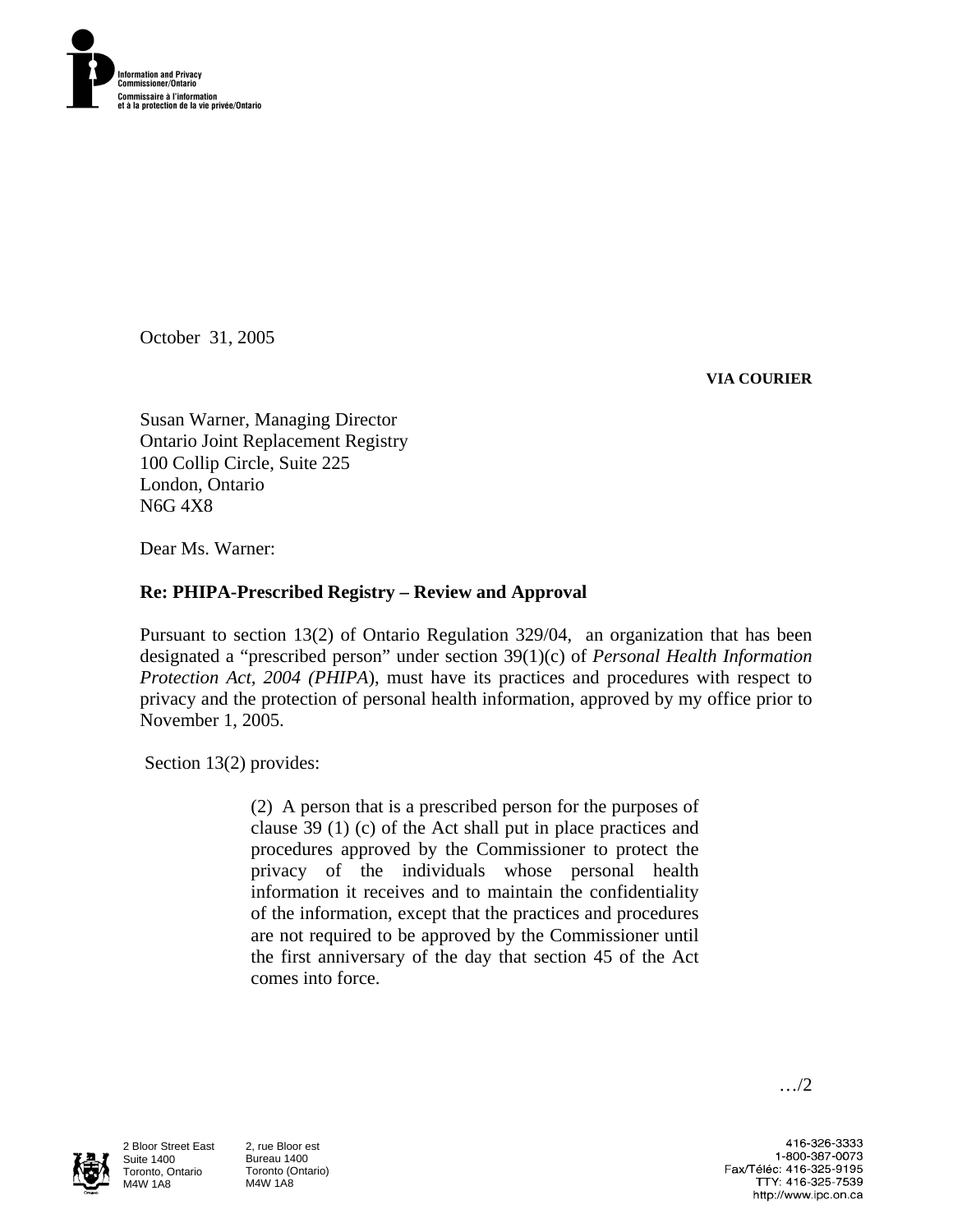Information and Privacy Commissioner/Ontario
Commissaire à l'information et à la protection de la vie privée/Ontario

October 31, 2005

**VIA COURIER**

Susan Warner, Managing Director
Ontario Joint Replacement Registry
100 Collip Circle, Suite 225
London, Ontario
N6G 4X8

Dear Ms. Warner:

**Re: PHIPA-Prescribed Registry – Review and Approval**

Pursuant to section 13(2) of Ontario Regulation 329/04, an organization that has been designated a "prescribed person" under section 39(1)(c) of *Personal Health Information Protection Act, 2004 (PHIPA*), must have its practices and procedures with respect to privacy and the protection of personal health information, approved by my office prior to November 1, 2005.

Section 13(2) provides:

> (2) A person that is a prescribed person for the purposes of clause 39 (1) (c) of the Act shall put in place practices and procedures approved by the Commissioner to protect the privacy of the individuals whose personal health information it receives and to maintain the confidentiality of the information, except that the practices and procedures are not required to be approved by the Commissioner until the first anniversary of the day that section 45 of the Act comes into force.

…/2

2 Bloor Street East
Suite 1400
Toronto, Ontario
M4W 1A8

2, rue Bloor est
Bureau 1400
Toronto (Ontario)
M4W 1A8

416-326-3333
1-800-387-0073
Fax/Téléc: 416-325-9195
TTY: 416-325-7539
http://www.ipc.on.ca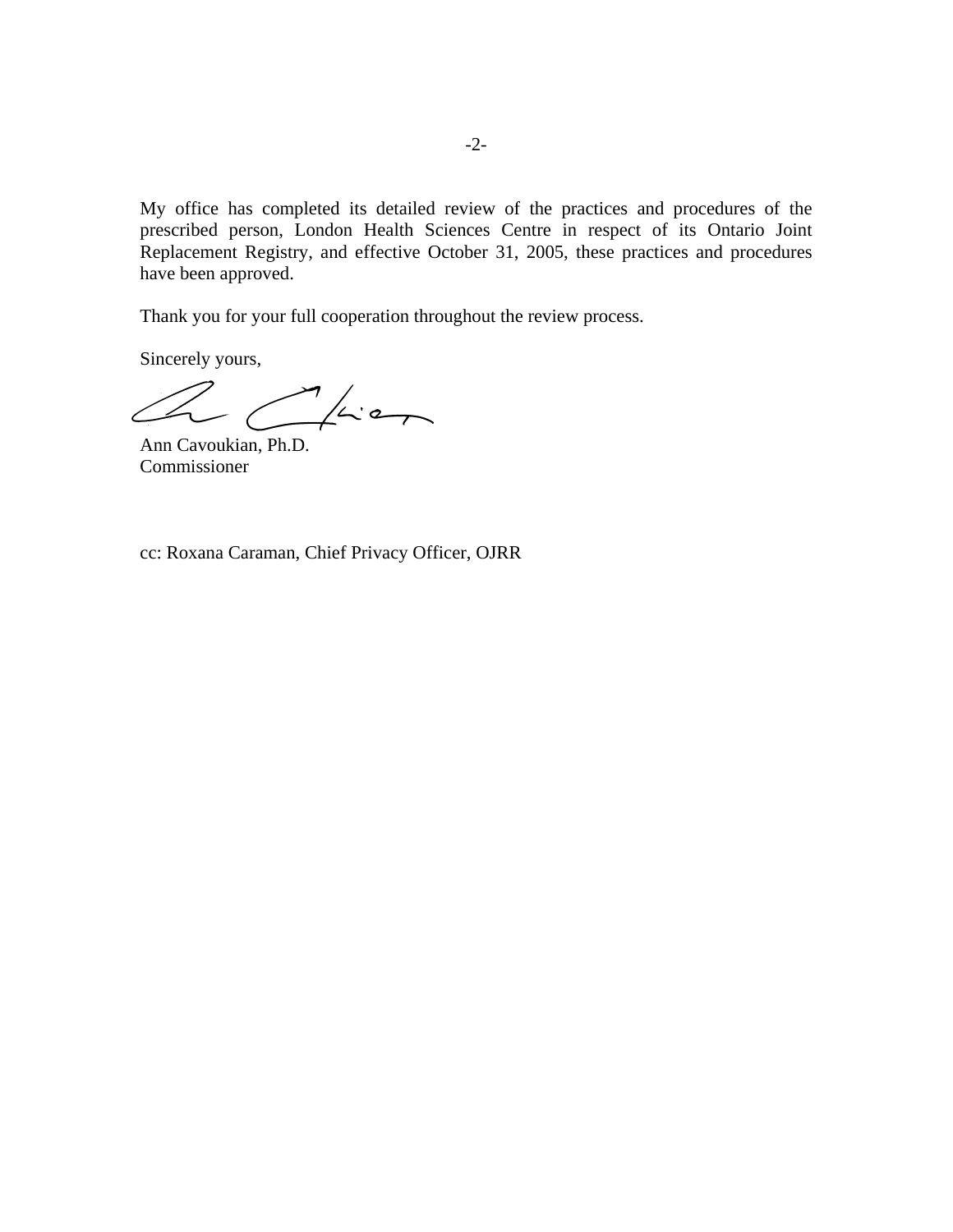My office has completed its detailed review of the practices and procedures of the prescribed person, London Health Sciences Centre in respect of its Ontario Joint Replacement Registry, and effective October 31, 2005, these practices and procedures have been approved.

Thank you for your full cooperation throughout the review process.

Sincerely yours,

Ann Cavoukian, Ph.D.
Commissioner

cc: Roxana Caraman, Chief Privacy Officer, OJRR